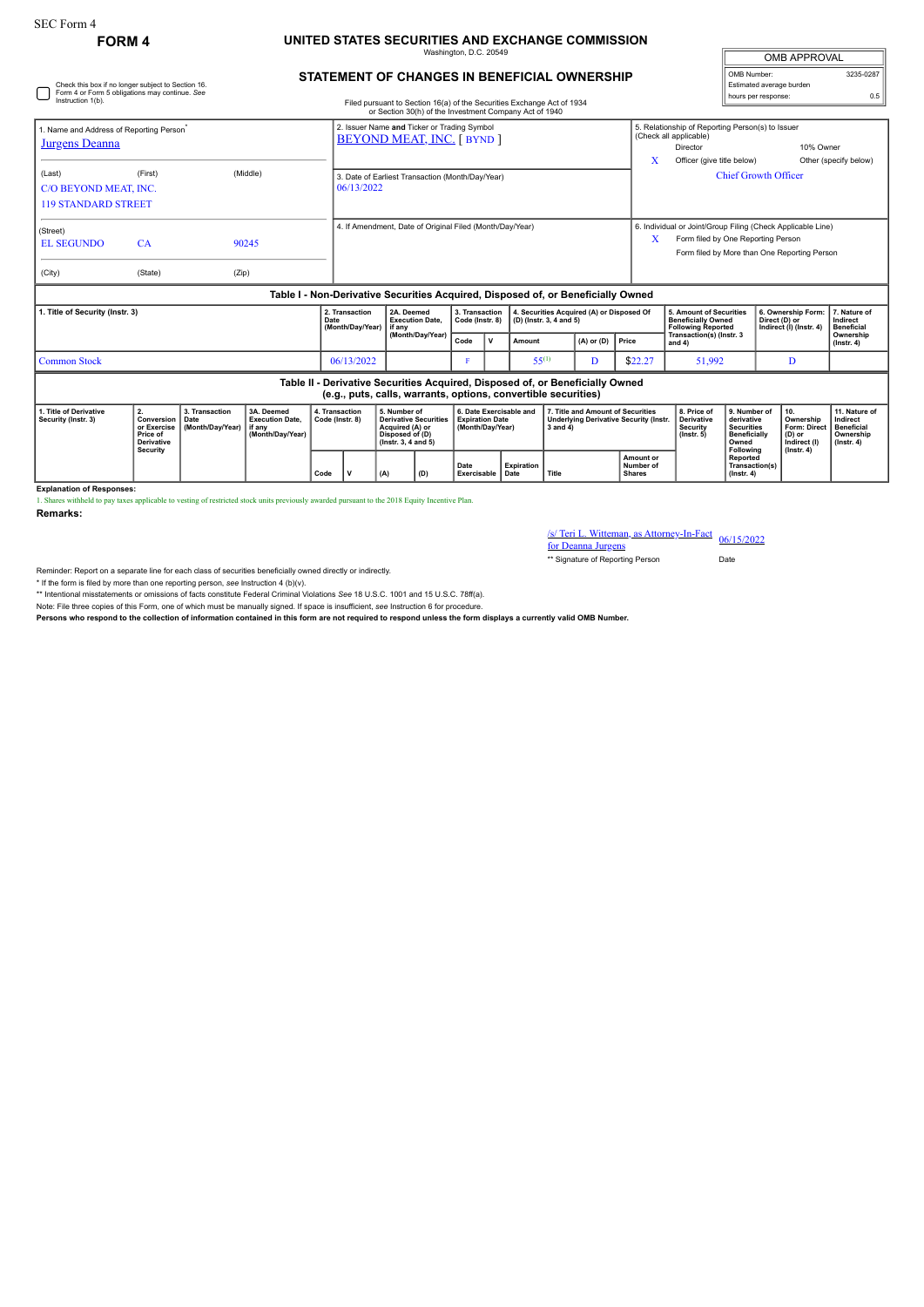SEC Form 4

**FORM 4**

# UNITED STATES SECURITIES AND EXCHANGE COMMISSION

Washington, D.C. 20549

## STATEMENT OF CHANGES IN BENEFICIAL OWNERSHIP

Filed pursuant to Section 16(a) of the Securities Exchange Act of 1934
or Section 30(h) of the Investment Company Act of 1940

| OMB APPROVAL | |
|---|---|
| OMB Number: | 3235-0287 |
| Estimated average burden | |
| hours per response: | 0.5 |

☐ Check this box if no longer subject to Section 16. Form 4 or Form 5 obligations may continue. *See* Instruction 1(b).

**1. Name and Address of Reporting Person\***
Jurgens Deanna

(Last) (First) (Middle)
C/O BEYOND MEAT, INC.
119 STANDARD STREET

(Street)
EL SEGUNDO CA 90245

(City) (State) (Zip)

**2. Issuer Name and Ticker or Trading Symbol**
BEYOND MEAT, INC. [ BYND ]

**3. Date of Earliest Transaction (Month/Day/Year)**
06/13/2022

**4. If Amendment, Date of Original Filed (Month/Day/Year)**

**5. Relationship of Reporting Person(s) to Issuer (Check all applicable)**
Director
10% Owner
X Officer (give title below)
Other (specify below)
Chief Growth Officer

**6. Individual or Joint/Group Filing (Check Applicable Line)**
X Form filed by One Reporting Person
Form filed by More than One Reporting Person

### Table I - Non-Derivative Securities Acquired, Disposed of, or Beneficially Owned

| 1. Title of Security (Instr. 3) | 2. Transaction Date (Month/Day/Year) | 2A. Deemed Execution Date, if any (Month/Day/Year) | 3. Transaction Code (Instr. 8) | | 4. Securities Acquired (A) or Disposed Of (D) (Instr. 3, 4 and 5) | | | 5. Amount of Securities Beneficially Owned Following Reported Transaction(s) (Instr. 3 and 4) | 6. Ownership Form: Direct (D) or Indirect (I) (Instr. 4) | 7. Nature of Indirect Beneficial Ownership (Instr. 4) |
|---|---|---|---|---|---|---|---|---|---|---|
| | | | Code | V | Amount | (A) or (D) | Price | | | |
| Common Stock | 06/13/2022 | | F | | 55[1] | D | $22.27 | 51,992 | D | |

### Table II - Derivative Securities Acquired, Disposed of, or Beneficially Owned (e.g., puts, calls, warrants, options, convertible securities)

| 1. Title of Derivative Security (Instr. 3) | 2. Conversion or Exercise Price of Derivative Security | 3. Transaction Date (Month/Day/Year) | 3A. Deemed Execution Date, if any (Month/Day/Year) | 4. Transaction Code (Instr. 8) | | 5. Number of Derivative Securities Acquired (A) or Disposed of (D) (Instr. 3, 4 and 5) | | 6. Date Exercisable and Expiration Date (Month/Day/Year) | | 7. Title and Amount of Securities Underlying Derivative Security (Instr. 3 and 4) | | 8. Price of Derivative Security (Instr. 5) | 9. Number of derivative Securities Beneficially Owned Following Reported Transaction(s) (Instr. 4) | 10. Ownership Form: Direct (D) or Indirect (I) (Instr. 4) | 11. Nature of Indirect Beneficial Ownership (Instr. 4) |
|---|---|---|---|---|---|---|---|---|---|---|---|---|---|---|---|
| | | | | Code | V | (A) | (D) | Date Exercisable | Expiration Date | Title | Amount or Number of Shares | | | | |

**Explanation of Responses:**

1. Shares withheld to pay taxes applicable to vesting of restricted stock units previously awarded pursuant to the 2018 Equity Incentive Plan.

**Remarks:**

/s/ Teri L. Witteman, as Attorney-In-Fact for Deanna Jurgens — 06/15/2022

\*\* Signature of Reporting Person — Date

Reminder: Report on a separate line for each class of securities beneficially owned directly or indirectly.

\* If the form is filed by more than one reporting person, *see* Instruction 4 (b)(v).

\*\* Intentional misstatements or omissions of facts constitute Federal Criminal Violations *See* 18 U.S.C. 1001 and 15 U.S.C. 78ff(a).

Note: File three copies of this Form, one of which must be manually signed. If space is insufficient, *see* Instruction 6 for procedure.

**Persons who respond to the collection of information contained in this form are not required to respond unless the form displays a currently valid OMB Number.**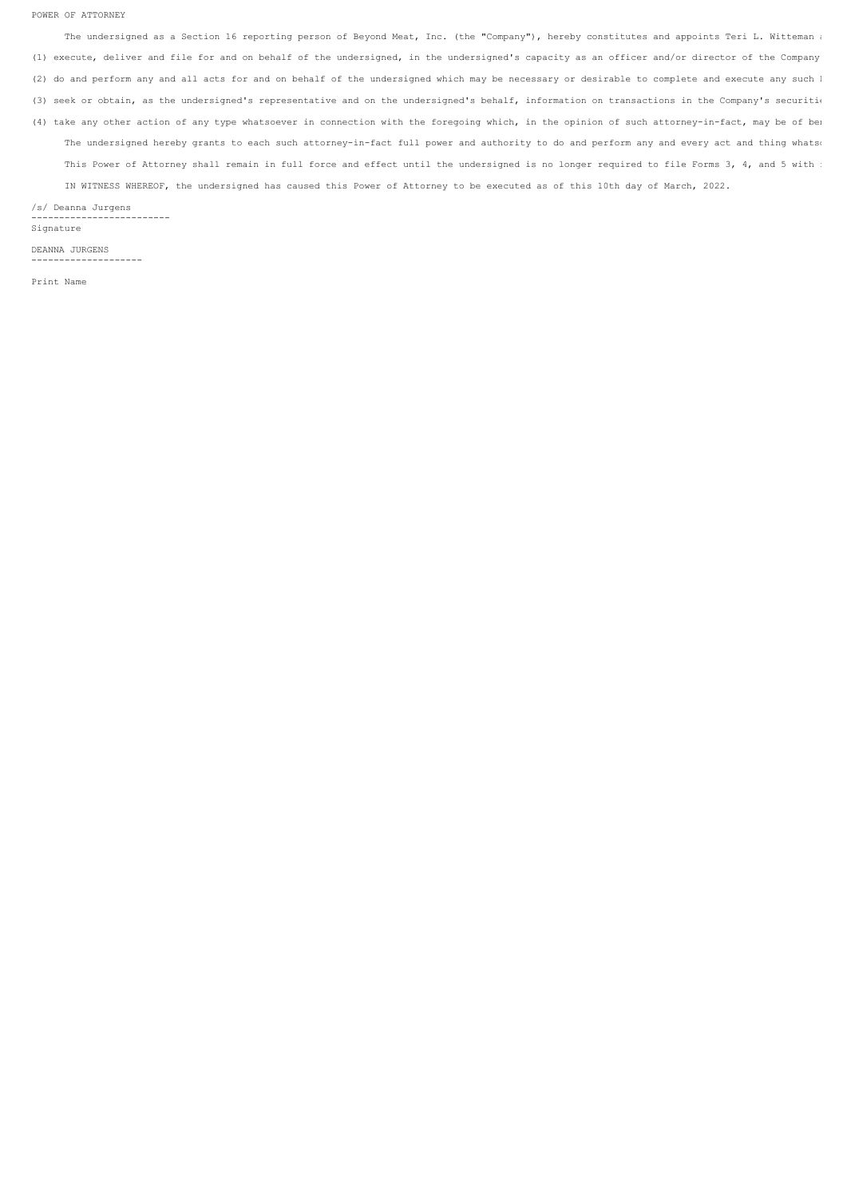POWER OF ATTORNEY

The undersigned as a Section 16 reporting person of Beyond Meat, Inc. (the "Company"), hereby constitutes and appoints Teri L. Witteman a

(1) execute, deliver and file for and on behalf of the undersigned, in the undersigned's capacity as an officer and/or director of the Company

(2) do and perform any and all acts for and on behalf of the undersigned which may be necessary or desirable to complete and execute any such

(3) seek or obtain, as the undersigned's representative and on the undersigned's behalf, information on transactions in the Company's securiti

(4) take any other action of any type whatsoever in connection with the foregoing which, in the opinion of such attorney-in-fact, may be of be

The undersigned hereby grants to each such attorney-in-fact full power and authority to do and perform any and every act and thing whats

This Power of Attorney shall remain in full force and effect until the undersigned is no longer required to file Forms 3, 4, and 5 with

IN WITNESS WHEREOF, the undersigned has caused this Power of Attorney to be executed as of this 10th day of March, 2022.

/s/ Deanna Jurgens
-------------------------
Signature

DEANNA JURGENS
--------------------
Print Name